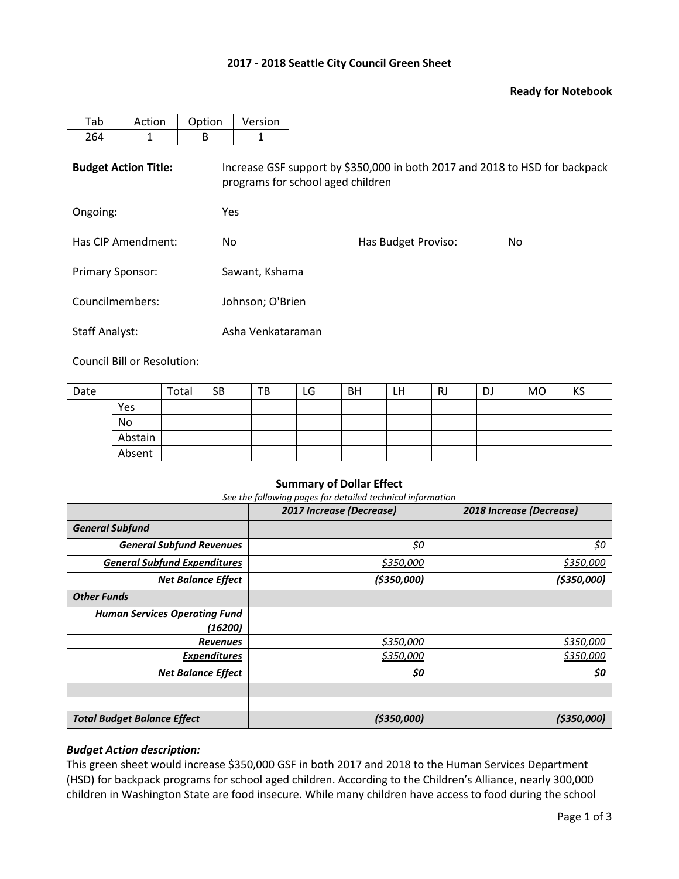**2017 - 2018 Seattle City Council Green Sheet**

**Ready for Notebook**

| Tab | Action | Option | Version |
|---|---|---|---|
| 264 | 1 | B | 1 |

**Budget Action Title:** Increase GSF support by $350,000 in both 2017 and 2018 to HSD for backpack programs for school aged children

Ongoing: Yes

Has CIP Amendment: No

Has Budget Proviso: No

Primary Sponsor: Sawant, Kshama

Councilmembers: Johnson; O'Brien

Staff Analyst: Asha Venkataraman

Council Bill or Resolution:

| Date | | Total | SB | TB | LG | BH | LH | RJ | DJ | MO | KS |
|---|---|---|---|---|---|---|---|---|---|---|---|
| | Yes | | | | | | | | | | |
| | No | | | | | | | | | | |
| | Abstain | | | | | | | | | | |
| | Absent | | | | | | | | | | |

**Summary of Dollar Effect**

*See the following pages for detailed technical information*

| | *2017 Increase (Decrease)* | *2018 Increase (Decrease)* |
|---|---|---|
| ***General Subfund*** | | |
| ***General Subfund Revenues*** | *$0* | *$0* |
| ***General Subfund Expenditures*** | *$350,000* | *$350,000* |
| ***Net Balance Effect*** | ***($350,000)*** | ***($350,000)*** |
| ***Other Funds*** | | |
| ***Human Services Operating Fund (16200)*** | | |
| ***Revenues*** | *$350,000* | *$350,000* |
| ***Expenditures*** | *$350,000* | *$350,000* |
| ***Net Balance Effect*** | ***$0*** | ***$0*** |
| | | |
| | | |
| ***Total Budget Balance Effect*** | ***($350,000)*** | ***($350,000)*** |

***Budget Action description:***

This green sheet would increase $350,000 GSF in both 2017 and 2018 to the Human Services Department (HSD) for backpack programs for school aged children. According to the Children's Alliance, nearly 300,000 children in Washington State are food insecure. While many children have access to food during the school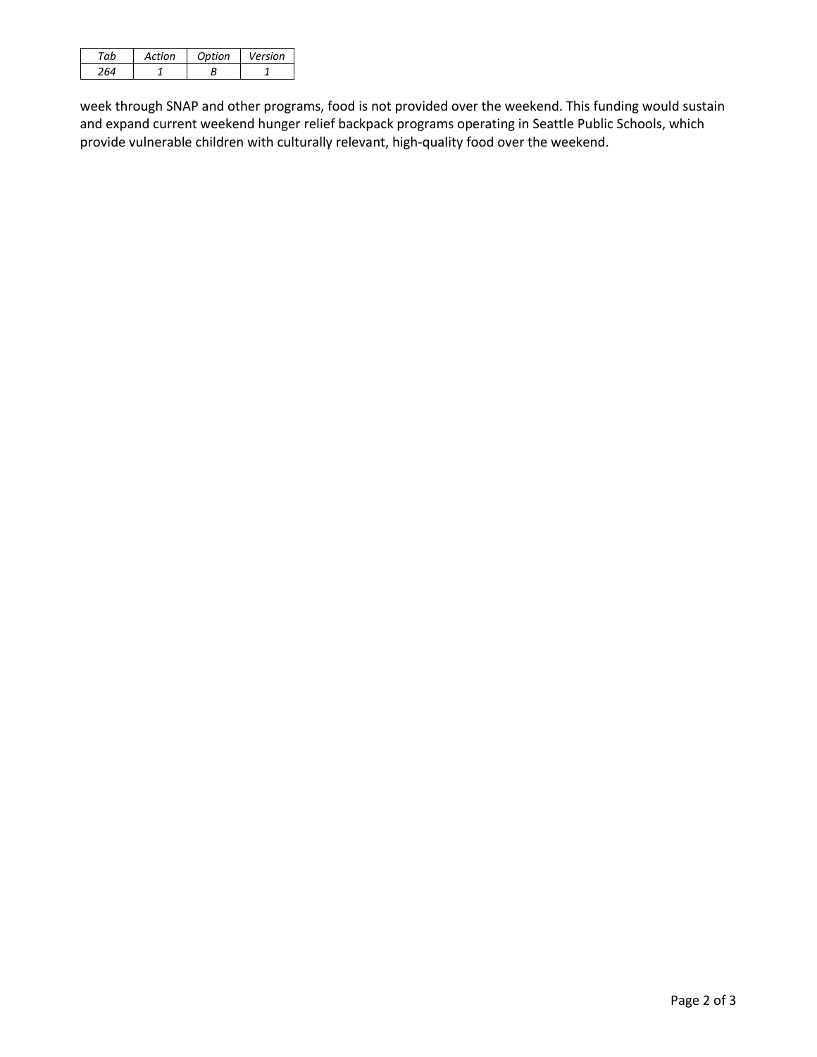| *Tab* | *Action* | *Option* | *Version* |
|---|---|---|---|
| *264* | *1* | *B* | *1* |

week through SNAP and other programs, food is not provided over the weekend. This funding would sustain and expand current weekend hunger relief backpack programs operating in Seattle Public Schools, which provide vulnerable children with culturally relevant, high-quality food over the weekend.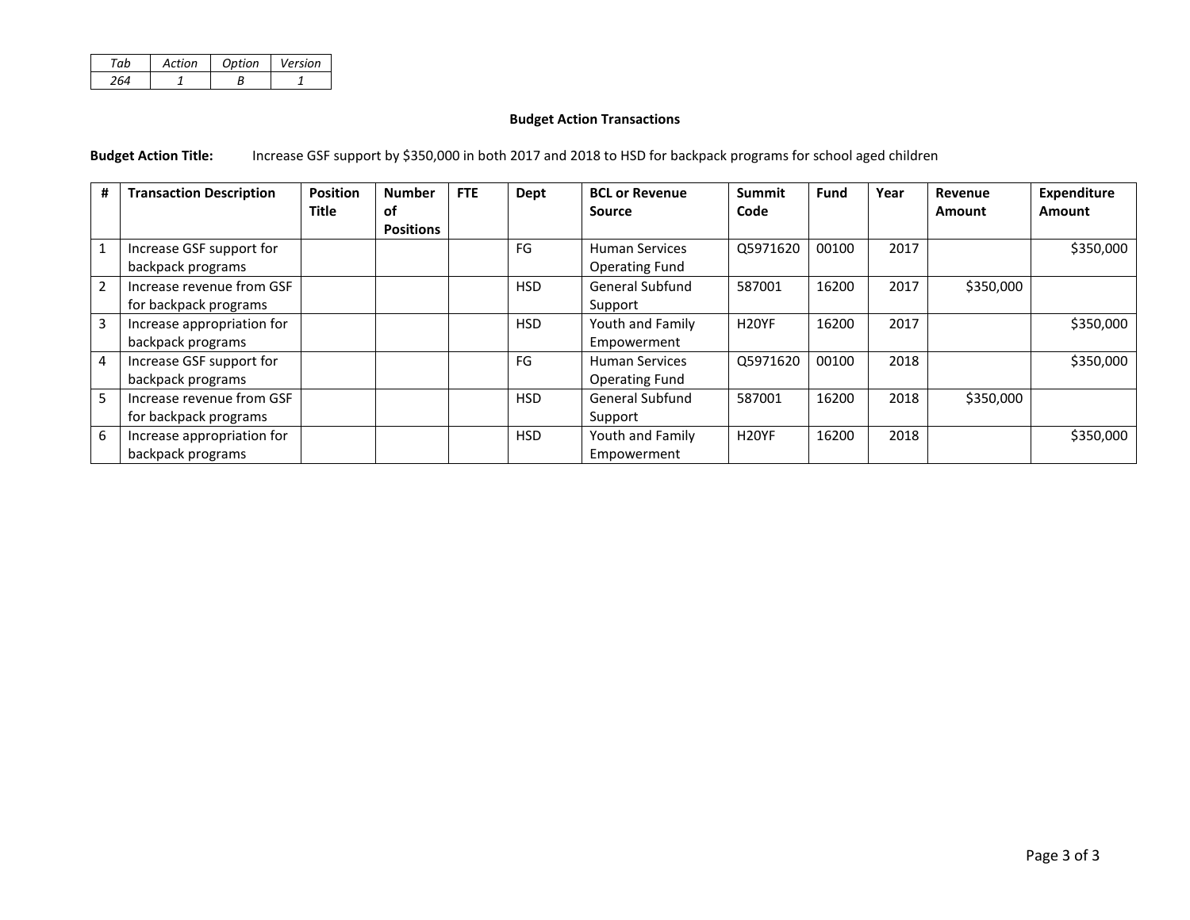| Tab | Action | Option | Version |
|---|---|---|---|
| *264* | *1* | *B* | *1* |

**Budget Action Transactions**

**Budget Action Title:** Increase GSF support by $350,000 in both 2017 and 2018 to HSD for backpack programs for school aged children

| # | Transaction Description | Position Title | Number of Positions | FTE | Dept | BCL or Revenue Source | Summit Code | Fund | Year | Revenue Amount | Expenditure Amount |
|---|---|---|---|---|---|---|---|---|---|---|---|
| 1 | Increase GSF support for backpack programs | | | | FG | Human Services Operating Fund | Q5971620 | 00100 | 2017 | | $350,000 |
| 2 | Increase revenue from GSF for backpack programs | | | | HSD | General Subfund Support | 587001 | 16200 | 2017 | $350,000 | |
| 3 | Increase appropriation for backpack programs | | | | HSD | Youth and Family Empowerment | H20YF | 16200 | 2017 | | $350,000 |
| 4 | Increase GSF support for backpack programs | | | | FG | Human Services Operating Fund | Q5971620 | 00100 | 2018 | | $350,000 |
| 5 | Increase revenue from GSF for backpack programs | | | | HSD | General Subfund Support | 587001 | 16200 | 2018 | $350,000 | |
| 6 | Increase appropriation for backpack programs | | | | HSD | Youth and Family Empowerment | H20YF | 16200 | 2018 | | $350,000 |